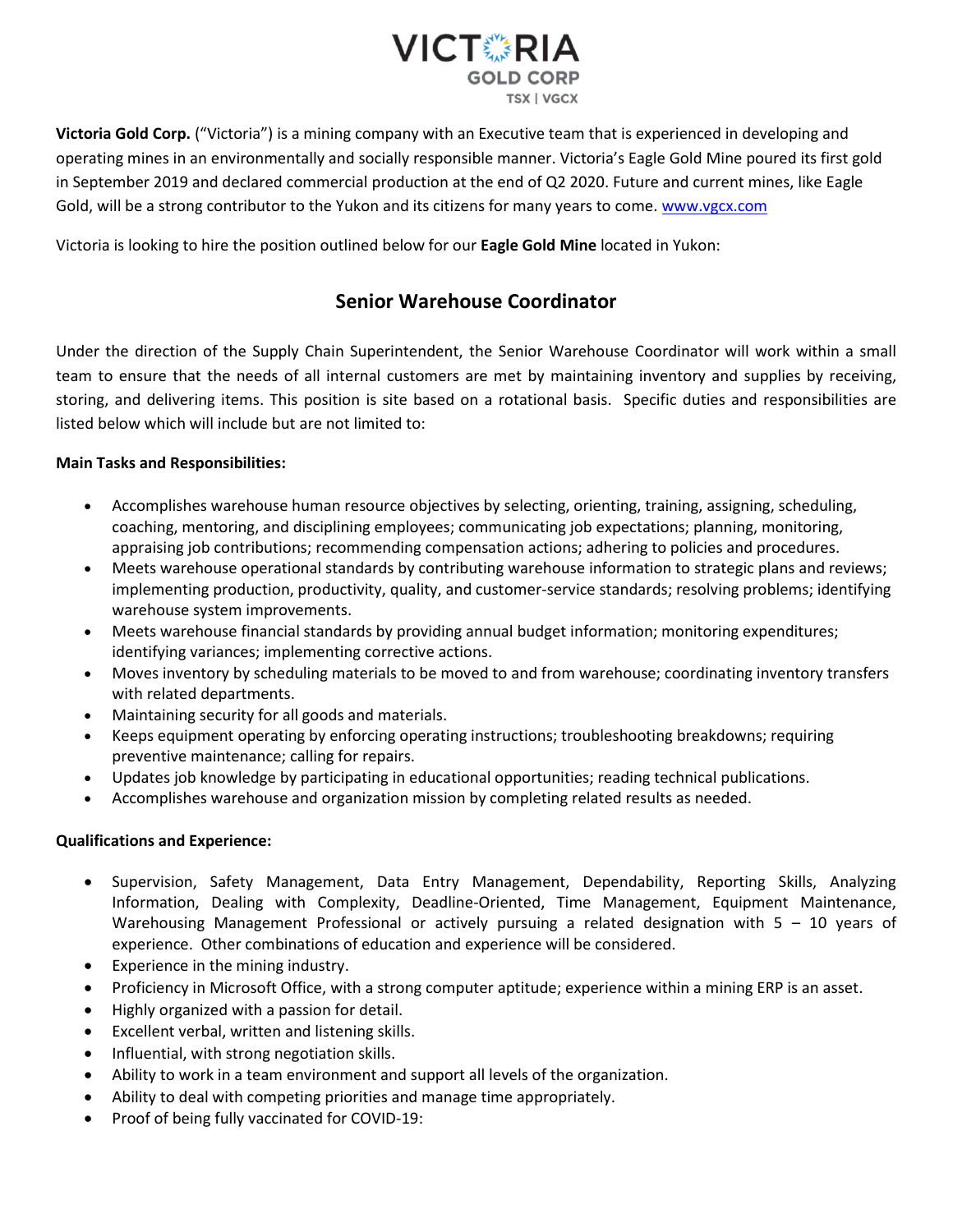**VICTORIA GOLD CORP**
TSX | VGCX

**Victoria Gold Corp.** ("Victoria") is a mining company with an Executive team that is experienced in developing and operating mines in an environmentally and socially responsible manner. Victoria's Eagle Gold Mine poured its first gold in September 2019 and declared commercial production at the end of Q2 2020. Future and current mines, like Eagle Gold, will be a strong contributor to the Yukon and its citizens for many years to come. [www.vgcx.com](http://www.vgcx.com)

Victoria is looking to hire the position outlined below for our **Eagle Gold Mine** located in Yukon:

## Senior Warehouse Coordinator

Under the direction of the Supply Chain Superintendent, the Senior Warehouse Coordinator will work within a small team to ensure that the needs of all internal customers are met by maintaining inventory and supplies by receiving, storing, and delivering items. This position is site based on a rotational basis. Specific duties and responsibilities are listed below which will include but are not limited to:

**Main Tasks and Responsibilities:**

- Accomplishes warehouse human resource objectives by selecting, orienting, training, assigning, scheduling, coaching, mentoring, and disciplining employees; communicating job expectations; planning, monitoring, appraising job contributions; recommending compensation actions; adhering to policies and procedures.
- Meets warehouse operational standards by contributing warehouse information to strategic plans and reviews; implementing production, productivity, quality, and customer-service standards; resolving problems; identifying warehouse system improvements.
- Meets warehouse financial standards by providing annual budget information; monitoring expenditures; identifying variances; implementing corrective actions.
- Moves inventory by scheduling materials to be moved to and from warehouse; coordinating inventory transfers with related departments.
- Maintaining security for all goods and materials.
- Keeps equipment operating by enforcing operating instructions; troubleshooting breakdowns; requiring preventive maintenance; calling for repairs.
- Updates job knowledge by participating in educational opportunities; reading technical publications.
- Accomplishes warehouse and organization mission by completing related results as needed.

**Qualifications and Experience:**

- Supervision, Safety Management, Data Entry Management, Dependability, Reporting Skills, Analyzing Information, Dealing with Complexity, Deadline-Oriented, Time Management, Equipment Maintenance, Warehousing Management Professional or actively pursuing a related designation with 5 – 10 years of experience. Other combinations of education and experience will be considered.
- Experience in the mining industry.
- Proficiency in Microsoft Office, with a strong computer aptitude; experience within a mining ERP is an asset.
- Highly organized with a passion for detail.
- Excellent verbal, written and listening skills.
- Influential, with strong negotiation skills.
- Ability to work in a team environment and support all levels of the organization.
- Ability to deal with competing priorities and manage time appropriately.
- Proof of being fully vaccinated for COVID-19: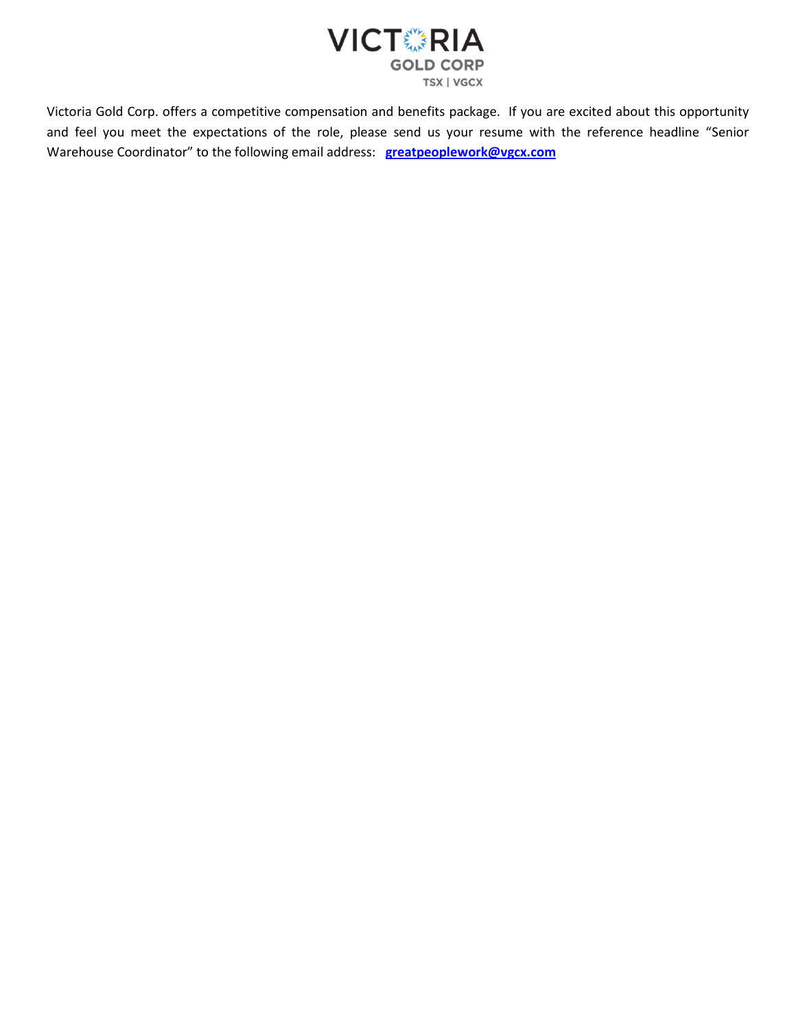Victoria Gold Corp. offers a competitive compensation and benefits package. If you are excited about this opportunity and feel you meet the expectations of the role, please send us your resume with the reference headline “Senior Warehouse Coordinator” to the following email address: **greatpeoplework@vgcx.com**